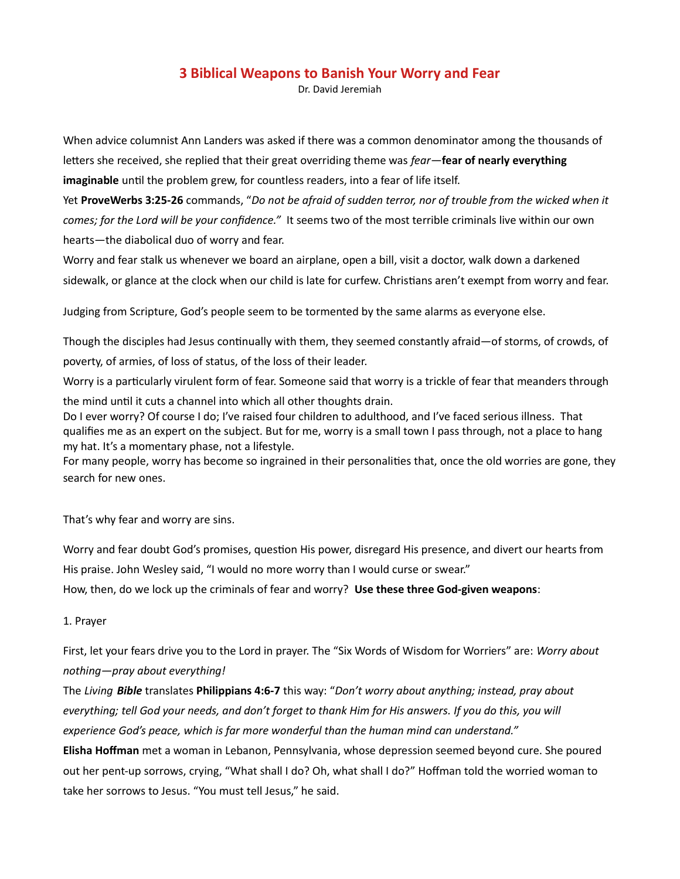# 3 Biblical Weapons to Banish Your Worry and Fear

Dr. David Jeremiah

When advice columnist Ann Landers was asked if there was a common denominator among the thousands of letters she received, she replied that their great overriding theme was *fear*—**fear of nearly everything imaginable** until the problem grew, for countless readers, into a fear of life itself.

Yet **ProveWerbs 3:25-26** commands, "*Do not be afraid of sudden terror, nor of trouble from the wicked when it comes; for the Lord will be your confidence."* It seems two of the most terrible criminals live within our own hearts—the diabolical duo of worry and fear.

Worry and fear stalk us whenever we board an airplane, open a bill, visit a doctor, walk down a darkened sidewalk, or glance at the clock when our child is late for curfew. Christians aren't exempt from worry and fear.

Judging from Scripture, God's people seem to be tormented by the same alarms as everyone else.

Though the disciples had Jesus continually with them, they seemed constantly afraid—of storms, of crowds, of poverty, of armies, of loss of status, of the loss of their leader.

Worry is a particularly virulent form of fear. Someone said that worry is a trickle of fear that meanders through the mind until it cuts a channel into which all other thoughts drain.

Do I ever worry? Of course I do; I've raised four children to adulthood, and I've faced serious illness. That qualifies me as an expert on the subject. But for me, worry is a small town I pass through, not a place to hang my hat. It's a momentary phase, not a lifestyle.

For many people, worry has become so ingrained in their personalities that, once the old worries are gone, they search for new ones.

That's why fear and worry are sins.

Worry and fear doubt God's promises, question His power, disregard His presence, and divert our hearts from His praise. John Wesley said, "I would no more worry than I would curse or swear."

How, then, do we lock up the criminals of fear and worry? **Use these three God-given weapons**:

1. Prayer

First, let your fears drive you to the Lord in prayer. The "Six Words of Wisdom for Worriers" are: *Worry about nothing—pray about everything!*

The *Living* ***Bible*** translates **Philippians 4:6-7** this way: "*Don't worry about anything; instead, pray about everything; tell God your needs, and don't forget to thank Him for His answers. If you do this, you will experience God's peace, which is far more wonderful than the human mind can understand."*

**Elisha Hoffman** met a woman in Lebanon, Pennsylvania, whose depression seemed beyond cure. She poured out her pent-up sorrows, crying, "What shall I do? Oh, what shall I do?" Hoffman told the worried woman to take her sorrows to Jesus. "You must tell Jesus," he said.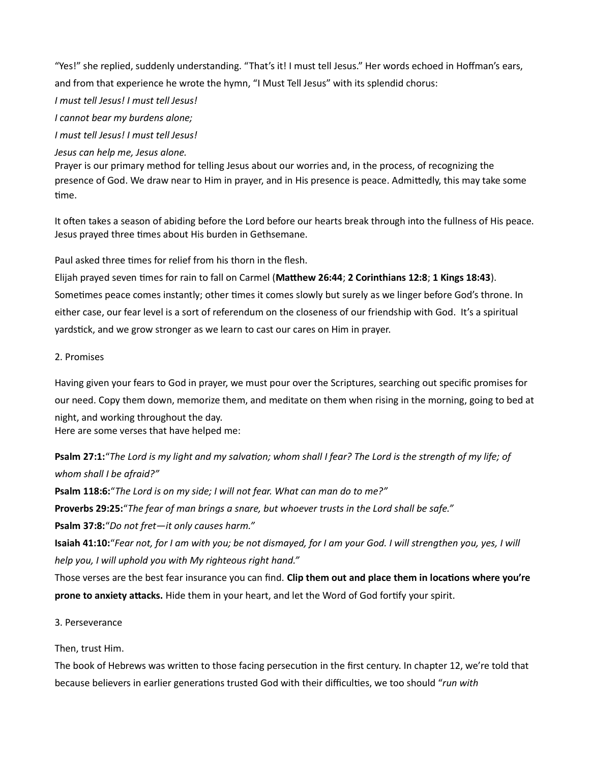“Yes!” she replied, suddenly understanding. “That’s it! I must tell Jesus.” Her words echoed in Hoffman’s ears, and from that experience he wrote the hymn, “I Must Tell Jesus” with its splendid chorus:

*I must tell Jesus! I must tell Jesus!*

*I cannot bear my burdens alone;*

*I must tell Jesus! I must tell Jesus!*

*Jesus can help me, Jesus alone.*

Prayer is our primary method for telling Jesus about our worries and, in the process, of recognizing the presence of God. We draw near to Him in prayer, and in His presence is peace. Admittedly, this may take some time.

It often takes a season of abiding before the Lord before our hearts break through into the fullness of His peace. Jesus prayed three times about His burden in Gethsemane.

Paul asked three times for relief from his thorn in the flesh.

Elijah prayed seven times for rain to fall on Carmel (**Matthew 26:44**; **2 Corinthians 12:8**; **1 Kings 18:43**). Sometimes peace comes instantly; other times it comes slowly but surely as we linger before God’s throne. In either case, our fear level is a sort of referendum on the closeness of our friendship with God. It’s a spiritual yardstick, and we grow stronger as we learn to cast our cares on Him in prayer.

2. Promises

Having given your fears to God in prayer, we must pour over the Scriptures, searching out specific promises for our need. Copy them down, memorize them, and meditate on them when rising in the morning, going to bed at night, and working throughout the day.

Here are some verses that have helped me:

**Psalm 27:1:**“*The Lord is my light and my salvation; whom shall I fear? The Lord is the strength of my life; of whom shall I be afraid?”*

**Psalm 118:6:**“*The Lord is on my side; I will not fear. What can man do to me?”*

**Proverbs 29:25:**“*The fear of man brings a snare, but whoever trusts in the Lord shall be safe.”*

**Psalm 37:8:**“*Do not fret—it only causes harm.”*

**Isaiah 41:10:**“*Fear not, for I am with you; be not dismayed, for I am your God. I will strengthen you, yes, I will help you, I will uphold you with My righteous right hand.”*

Those verses are the best fear insurance you can find. **Clip them out and place them in locations where you’re prone to anxiety attacks.** Hide them in your heart, and let the Word of God fortify your spirit.

3. Perseverance

Then, trust Him.

The book of Hebrews was written to those facing persecution in the first century. In chapter 12, we’re told that because believers in earlier generations trusted God with their difficulties, we too should “*run with*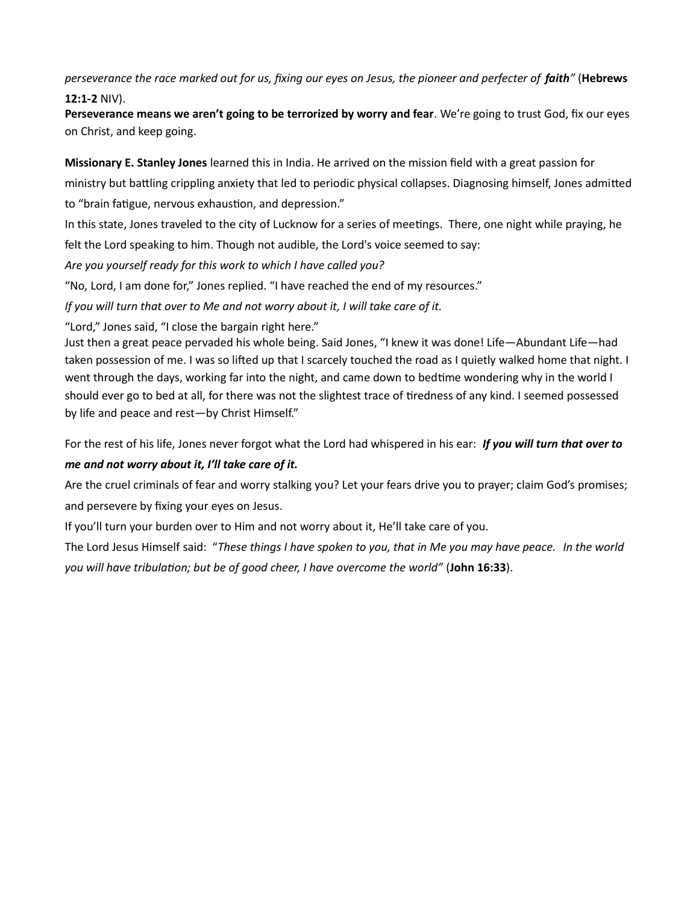*perseverance the race marked out for us, fixing our eyes on Jesus, the pioneer and perfecter of* ***faith"*** (**Hebrews 12:1-2** NIV).

**Perseverance means we aren't going to be terrorized by worry and fear**. We're going to trust God, fix our eyes on Christ, and keep going.

**Missionary E. Stanley Jones** learned this in India. He arrived on the mission field with a great passion for ministry but battling crippling anxiety that led to periodic physical collapses. Diagnosing himself, Jones admitted to "brain fatigue, nervous exhaustion, and depression."

In this state, Jones traveled to the city of Lucknow for a series of meetings. There, one night while praying, he felt the Lord speaking to him. Though not audible, the Lord's voice seemed to say:

*Are you yourself ready for this work to which I have called you?*

"No, Lord, I am done for," Jones replied. "I have reached the end of my resources."

*If you will turn that over to Me and not worry about it, I will take care of it.*

"Lord," Jones said, "I close the bargain right here."

Just then a great peace pervaded his whole being. Said Jones, "I knew it was done! Life—Abundant Life—had taken possession of me. I was so lifted up that I scarcely touched the road as I quietly walked home that night. I went through the days, working far into the night, and came down to bedtime wondering why in the world I should ever go to bed at all, for there was not the slightest trace of tiredness of any kind. I seemed possessed by life and peace and rest—by Christ Himself."

For the rest of his life, Jones never forgot what the Lord had whispered in his ear: ***If you will turn that over to me and not worry about it, I'll take care of it.***

Are the cruel criminals of fear and worry stalking you? Let your fears drive you to prayer; claim God's promises; and persevere by fixing your eyes on Jesus.

If you'll turn your burden over to Him and not worry about it, He'll take care of you.

The Lord Jesus Himself said: "*These things I have spoken to you, that in Me you may have peace. In the world you will have tribulation; but be of good cheer, I have overcome the world"* (**John 16:33**).